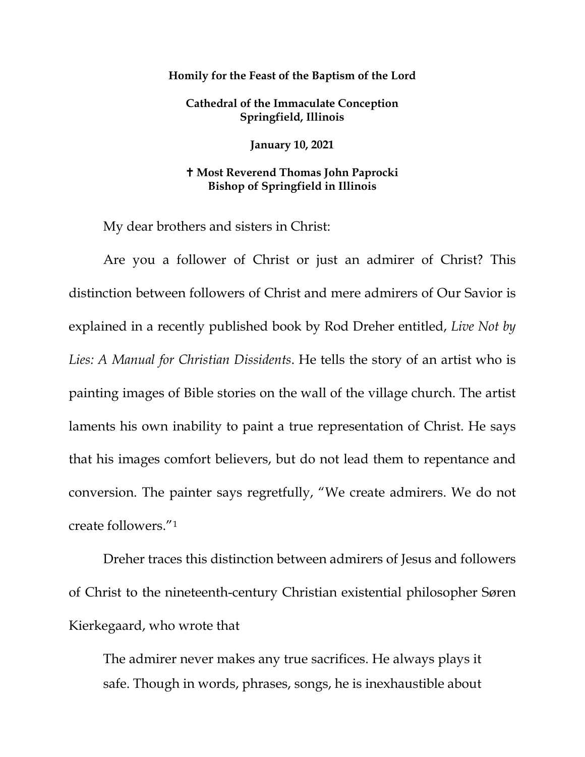**Homily for the Feast of the Baptism of the Lord**

**Cathedral of the Immaculate Conception**
**Springfield, Illinois**

**January 10, 2021**

**✝ Most Reverend Thomas John Paprocki**
**Bishop of Springfield in Illinois**

My dear brothers and sisters in Christ:

Are you a follower of Christ or just an admirer of Christ? This distinction between followers of Christ and mere admirers of Our Savior is explained in a recently published book by Rod Dreher entitled, *Live Not by Lies: A Manual for Christian Dissidents*. He tells the story of an artist who is painting images of Bible stories on the wall of the village church. The artist laments his own inability to paint a true representation of Christ. He says that his images comfort believers, but do not lead them to repentance and conversion. The painter says regretfully, "We create admirers. We do not create followers."[1]

Dreher traces this distinction between admirers of Jesus and followers of Christ to the nineteenth-century Christian existential philosopher Søren Kierkegaard, who wrote that

> The admirer never makes any true sacrifices. He always plays it safe. Though in words, phrases, songs, he is inexhaustible about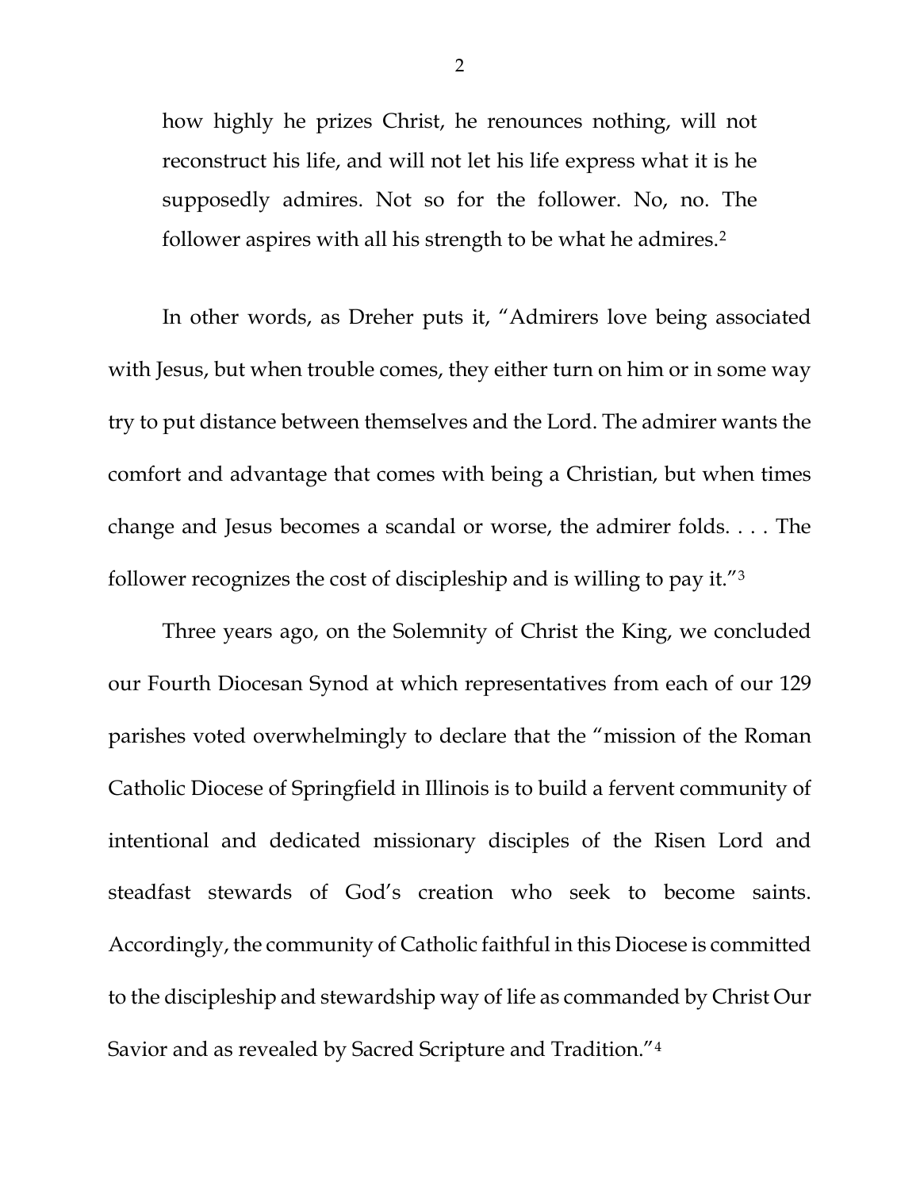> how highly he prizes Christ, he renounces nothing, will not reconstruct his life, and will not let his life express what it is he supposedly admires. Not so for the follower. No, no. The follower aspires with all his strength to be what he admires.[2]

In other words, as Dreher puts it, "Admirers love being associated with Jesus, but when trouble comes, they either turn on him or in some way try to put distance between themselves and the Lord. The admirer wants the comfort and advantage that comes with being a Christian, but when times change and Jesus becomes a scandal or worse, the admirer folds. . . . The follower recognizes the cost of discipleship and is willing to pay it."[3]

Three years ago, on the Solemnity of Christ the King, we concluded our Fourth Diocesan Synod at which representatives from each of our 129 parishes voted overwhelmingly to declare that the "mission of the Roman Catholic Diocese of Springfield in Illinois is to build a fervent community of intentional and dedicated missionary disciples of the Risen Lord and steadfast stewards of God's creation who seek to become saints. Accordingly, the community of Catholic faithful in this Diocese is committed to the discipleship and stewardship way of life as commanded by Christ Our Savior and as revealed by Sacred Scripture and Tradition."[4]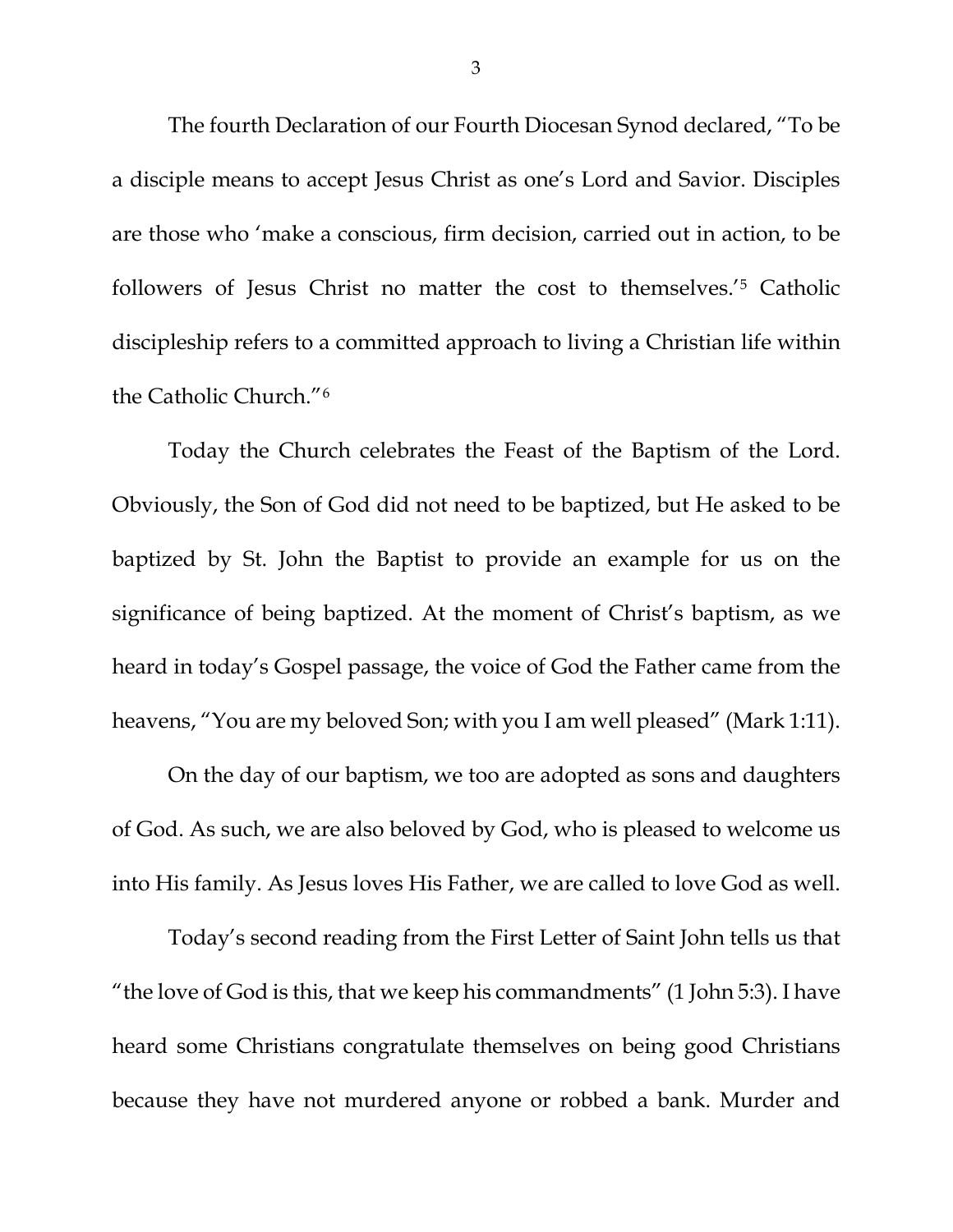The fourth Declaration of our Fourth Diocesan Synod declared, "To be a disciple means to accept Jesus Christ as one's Lord and Savior. Disciples are those who 'make a conscious, firm decision, carried out in action, to be followers of Jesus Christ no matter the cost to themselves.'[5] Catholic discipleship refers to a committed approach to living a Christian life within the Catholic Church."[6]

Today the Church celebrates the Feast of the Baptism of the Lord. Obviously, the Son of God did not need to be baptized, but He asked to be baptized by St. John the Baptist to provide an example for us on the significance of being baptized. At the moment of Christ's baptism, as we heard in today's Gospel passage, the voice of God the Father came from the heavens, "You are my beloved Son; with you I am well pleased" (Mark 1:11).

On the day of our baptism, we too are adopted as sons and daughters of God. As such, we are also beloved by God, who is pleased to welcome us into His family. As Jesus loves His Father, we are called to love God as well.

Today's second reading from the First Letter of Saint John tells us that "the love of God is this, that we keep his commandments" (1 John 5:3). I have heard some Christians congratulate themselves on being good Christians because they have not murdered anyone or robbed a bank. Murder and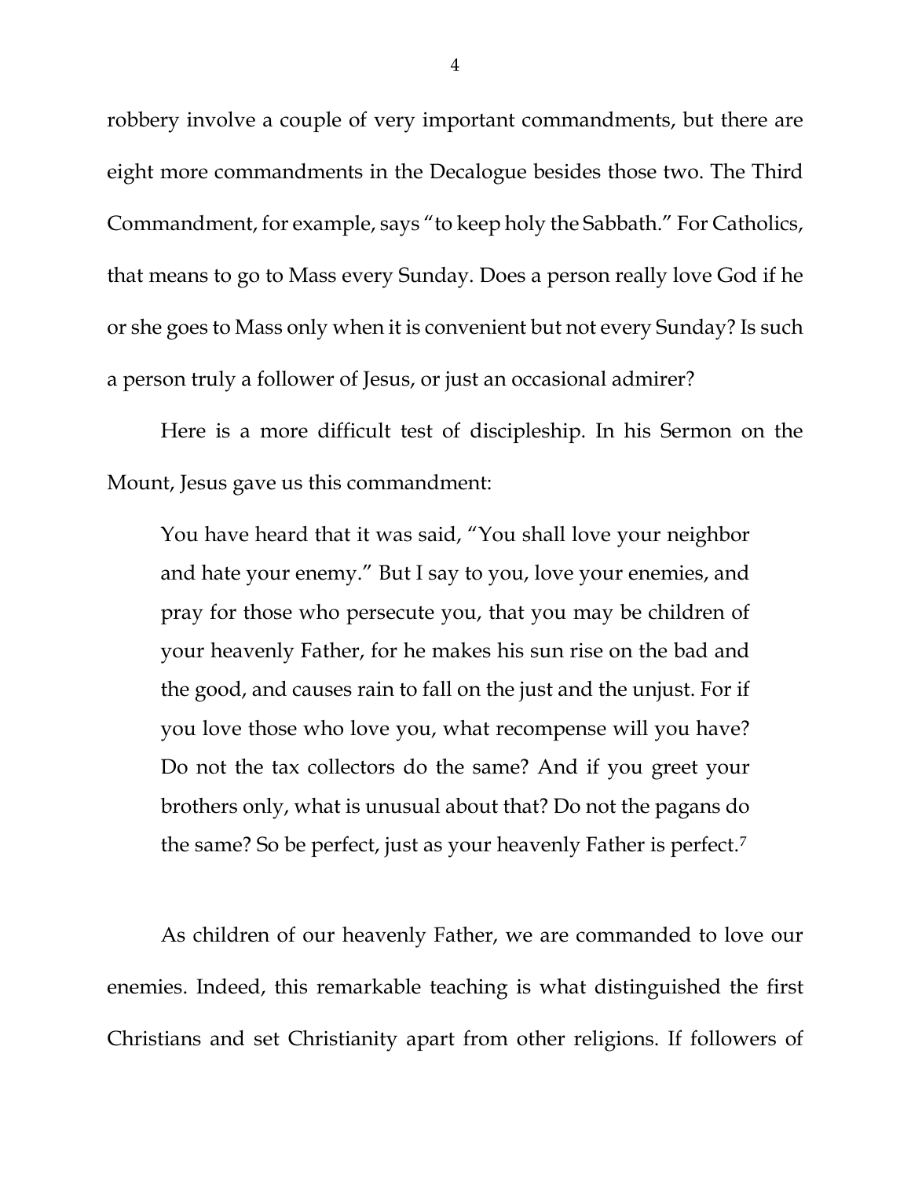robbery involve a couple of very important commandments, but there are eight more commandments in the Decalogue besides those two. The Third Commandment, for example, says "to keep holy the Sabbath." For Catholics, that means to go to Mass every Sunday. Does a person really love God if he or she goes to Mass only when it is convenient but not every Sunday? Is such a person truly a follower of Jesus, or just an occasional admirer?

Here is a more difficult test of discipleship. In his Sermon on the Mount, Jesus gave us this commandment:

> You have heard that it was said, "You shall love your neighbor and hate your enemy." But I say to you, love your enemies, and pray for those who persecute you, that you may be children of your heavenly Father, for he makes his sun rise on the bad and the good, and causes rain to fall on the just and the unjust. For if you love those who love you, what recompense will you have? Do not the tax collectors do the same? And if you greet your brothers only, what is unusual about that? Do not the pagans do the same? So be perfect, just as your heavenly Father is perfect.[7]

As children of our heavenly Father, we are commanded to love our enemies. Indeed, this remarkable teaching is what distinguished the first Christians and set Christianity apart from other religions. If followers of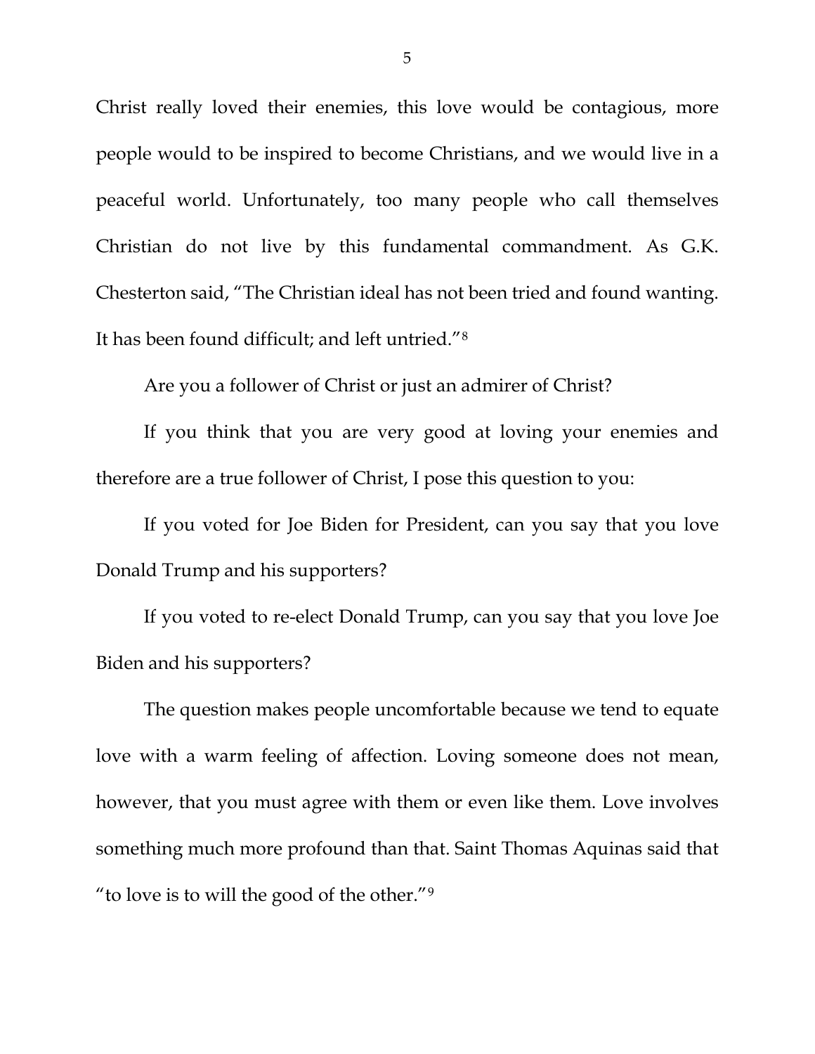Christ really loved their enemies, this love would be contagious, more people would to be inspired to become Christians, and we would live in a peaceful world. Unfortunately, too many people who call themselves Christian do not live by this fundamental commandment. As G.K. Chesterton said, "The Christian ideal has not been tried and found wanting. It has been found difficult; and left untried."[8]

Are you a follower of Christ or just an admirer of Christ?

If you think that you are very good at loving your enemies and therefore are a true follower of Christ, I pose this question to you:

If you voted for Joe Biden for President, can you say that you love Donald Trump and his supporters?

If you voted to re-elect Donald Trump, can you say that you love Joe Biden and his supporters?

The question makes people uncomfortable because we tend to equate love with a warm feeling of affection. Loving someone does not mean, however, that you must agree with them or even like them. Love involves something much more profound than that. Saint Thomas Aquinas said that "to love is to will the good of the other."[9]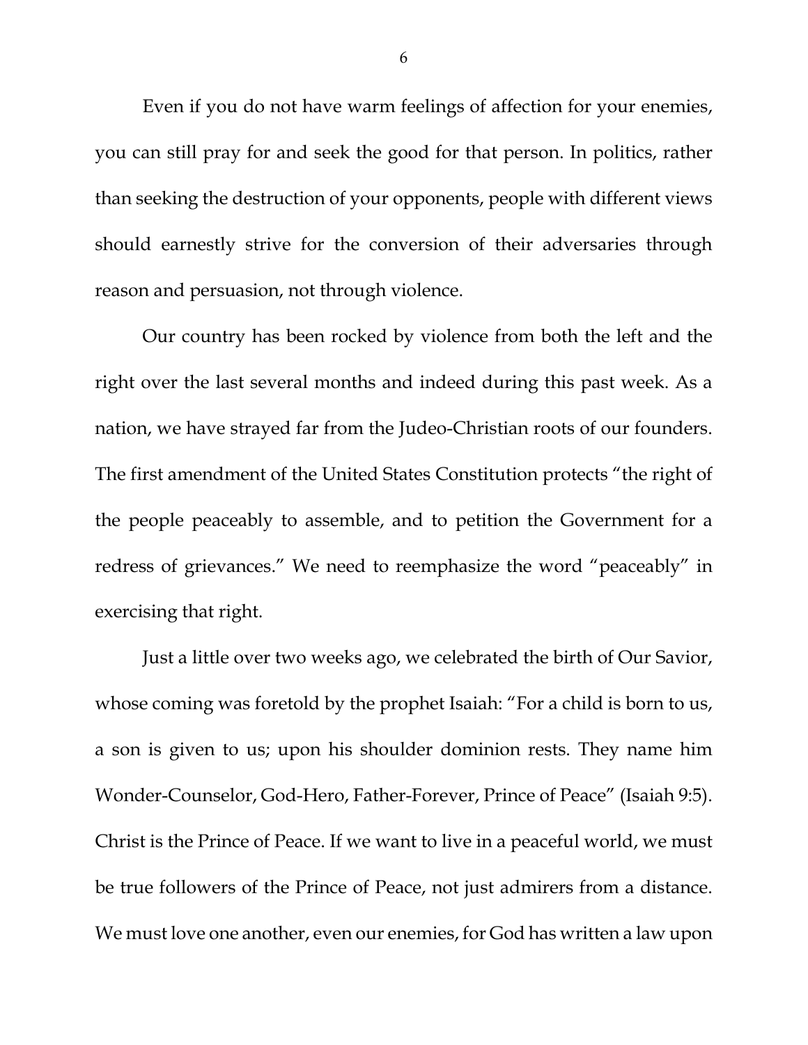Even if you do not have warm feelings of affection for your enemies, you can still pray for and seek the good for that person. In politics, rather than seeking the destruction of your opponents, people with different views should earnestly strive for the conversion of their adversaries through reason and persuasion, not through violence.

Our country has been rocked by violence from both the left and the right over the last several months and indeed during this past week. As a nation, we have strayed far from the Judeo-Christian roots of our founders. The first amendment of the United States Constitution protects "the right of the people peaceably to assemble, and to petition the Government for a redress of grievances." We need to reemphasize the word "peaceably" in exercising that right.

Just a little over two weeks ago, we celebrated the birth of Our Savior, whose coming was foretold by the prophet Isaiah: "For a child is born to us, a son is given to us; upon his shoulder dominion rests. They name him Wonder-Counselor, God-Hero, Father-Forever, Prince of Peace" (Isaiah 9:5). Christ is the Prince of Peace. If we want to live in a peaceful world, we must be true followers of the Prince of Peace, not just admirers from a distance. We must love one another, even our enemies, for God has written a law upon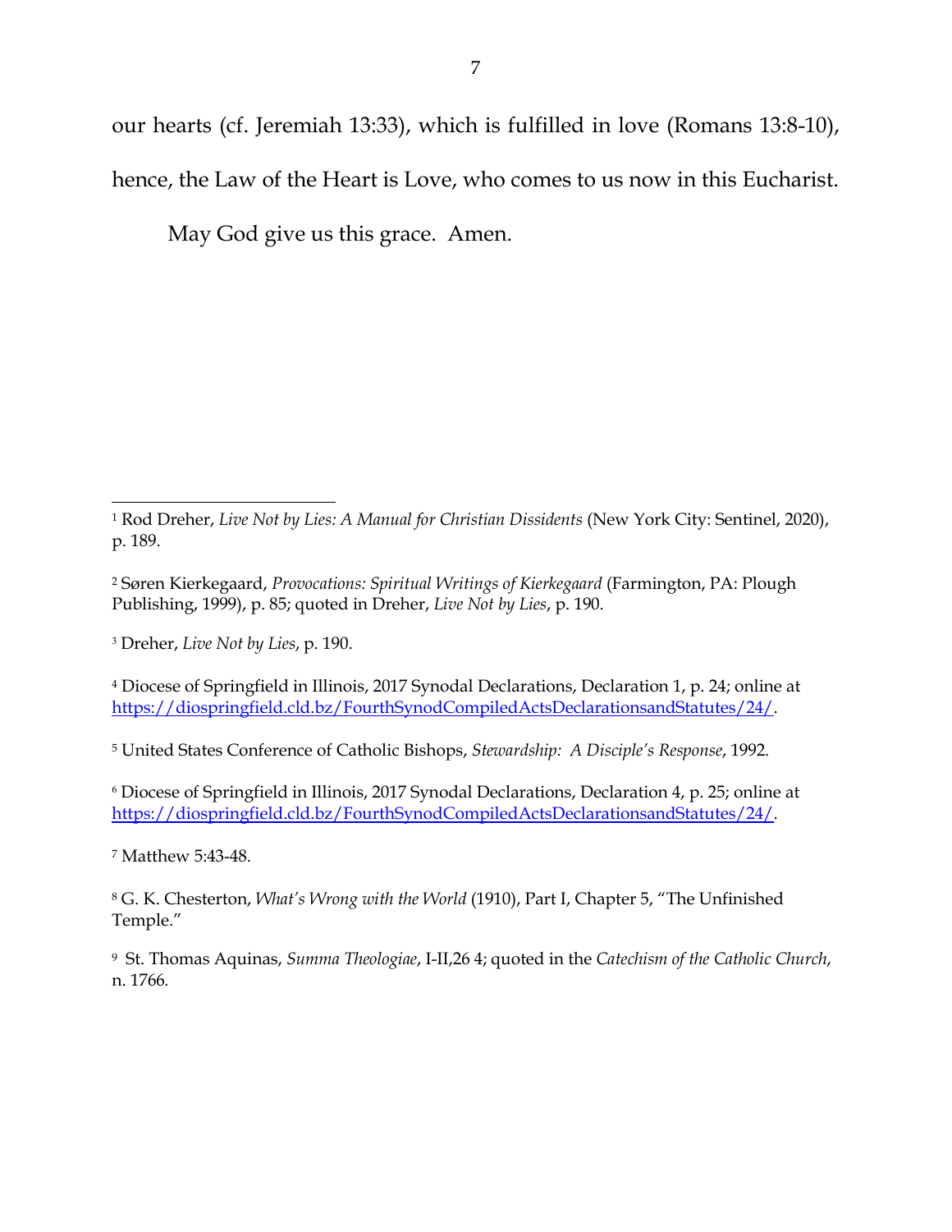our hearts (cf. Jeremiah 13:33), which is fulfilled in love (Romans 13:8-10), hence, the Law of the Heart is Love, who comes to us now in this Eucharist.

May God give us this grace. Amen.

---

[1] Rod Dreher, *Live Not by Lies: A Manual for Christian Dissidents* (New York City: Sentinel, 2020), p. 189.

[2] Søren Kierkegaard, *Provocations: Spiritual Writings of Kierkegaard* (Farmington, PA: Plough Publishing, 1999), p. 85; quoted in Dreher, *Live Not by Lies*, p. 190.

[3] Dreher, *Live Not by Lies*, p. 190.

[4] Diocese of Springfield in Illinois, 2017 Synodal Declarations, Declaration 1, p. 24; online at https://diospringfield.cld.bz/FourthSynodCompiledActsDeclarationsandStatutes/24/.

[5] United States Conference of Catholic Bishops, *Stewardship: A Disciple's Response*, 1992.

[6] Diocese of Springfield in Illinois, 2017 Synodal Declarations, Declaration 4, p. 25; online at https://diospringfield.cld.bz/FourthSynodCompiledActsDeclarationsandStatutes/24/.

[7] Matthew 5:43-48.

[8] G. K. Chesterton, *What's Wrong with the World* (1910), Part I, Chapter 5, "The Unfinished Temple."

[9] St. Thomas Aquinas, *Summa Theologiae*, I-II,26 4; quoted in the *Catechism of the Catholic Church*, n. 1766.